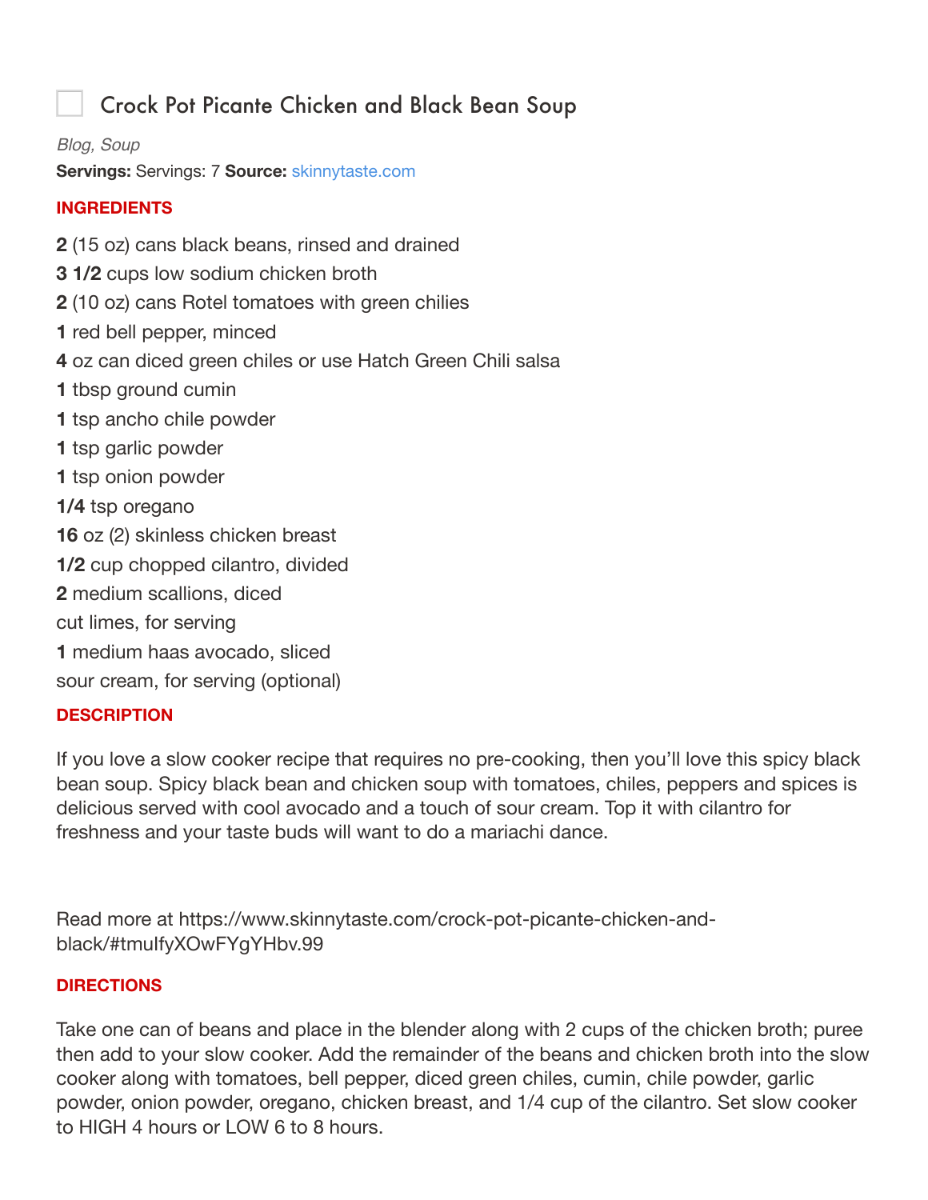# Crock Pot Picante Chicken and Black Bean Soup

*Blog, Soup*

**Servings:** Servings: 7 **Source:** skinnytaste.com

## INGREDIENTS

**2** (15 oz) cans black beans, rinsed and drained
**3 1/2** cups low sodium chicken broth
**2** (10 oz) cans Rotel tomatoes with green chilies
**1** red bell pepper, minced
**4** oz can diced green chiles or use Hatch Green Chili salsa
**1** tbsp ground cumin
**1** tsp ancho chile powder
**1** tsp garlic powder
**1** tsp onion powder
**1/4** tsp oregano
**16** oz (2) skinless chicken breast
**1/2** cup chopped cilantro, divided
**2** medium scallions, diced
cut limes, for serving
**1** medium haas avocado, sliced
sour cream, for serving (optional)

## DESCRIPTION

If you love a slow cooker recipe that requires no pre-cooking, then you'll love this spicy black bean soup. Spicy black bean and chicken soup with tomatoes, chiles, peppers and spices is delicious served with cool avocado and a touch of sour cream. Top it with cilantro for freshness and your taste buds will want to do a mariachi dance.

Read more at https://www.skinnytaste.com/crock-pot-picante-chicken-and-black/#tmuIfyXOwFYgYHbv.99

## DIRECTIONS

Take one can of beans and place in the blender along with 2 cups of the chicken broth; puree then add to your slow cooker. Add the remainder of the beans and chicken broth into the slow cooker along with tomatoes, bell pepper, diced green chiles, cumin, chile powder, garlic powder, onion powder, oregano, chicken breast, and 1/4 cup of the cilantro. Set slow cooker to HIGH 4 hours or LOW 6 to 8 hours.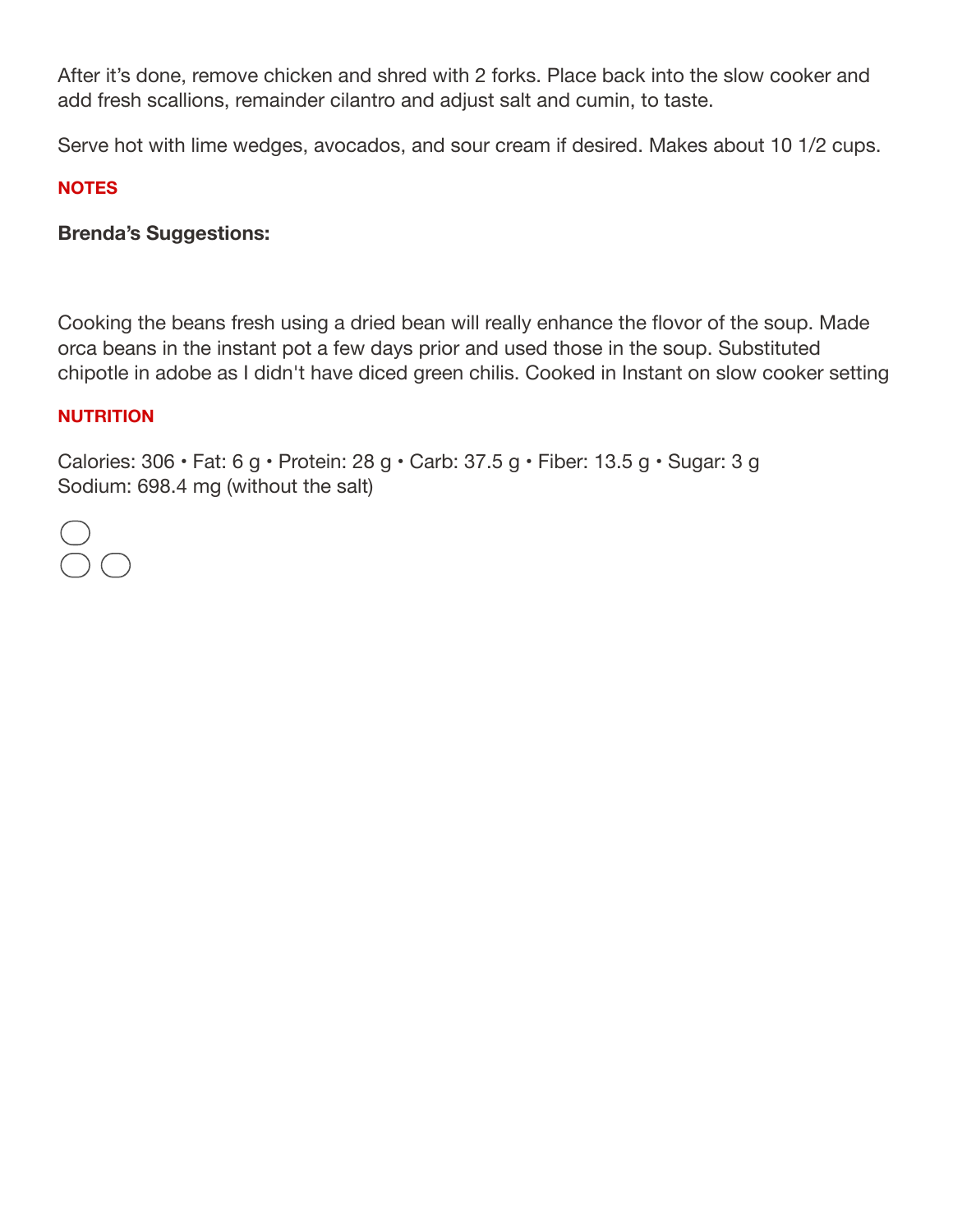After it's done, remove chicken and shred with 2 forks. Place back into the slow cooker and add fresh scallions, remainder cilantro and adjust salt and cumin, to taste.

Serve hot with lime wedges, avocados, and sour cream if desired. Makes about 10 1/2 cups.

## NOTES

**Brenda's Suggestions:**

Cooking the beans fresh using a dried bean will really enhance the flovor of the soup. Made orca beans in the instant pot a few days prior and used those in the soup. Substituted chipotle in adobe as I didn't have diced green chilis. Cooked in Instant on slow cooker setting

## NUTRITION

Calories: 306 • Fat: 6 g • Protein: 28 g • Carb: 37.5 g • Fiber: 13.5 g • Sugar: 3 g
Sodium: 698.4 mg (without the salt)